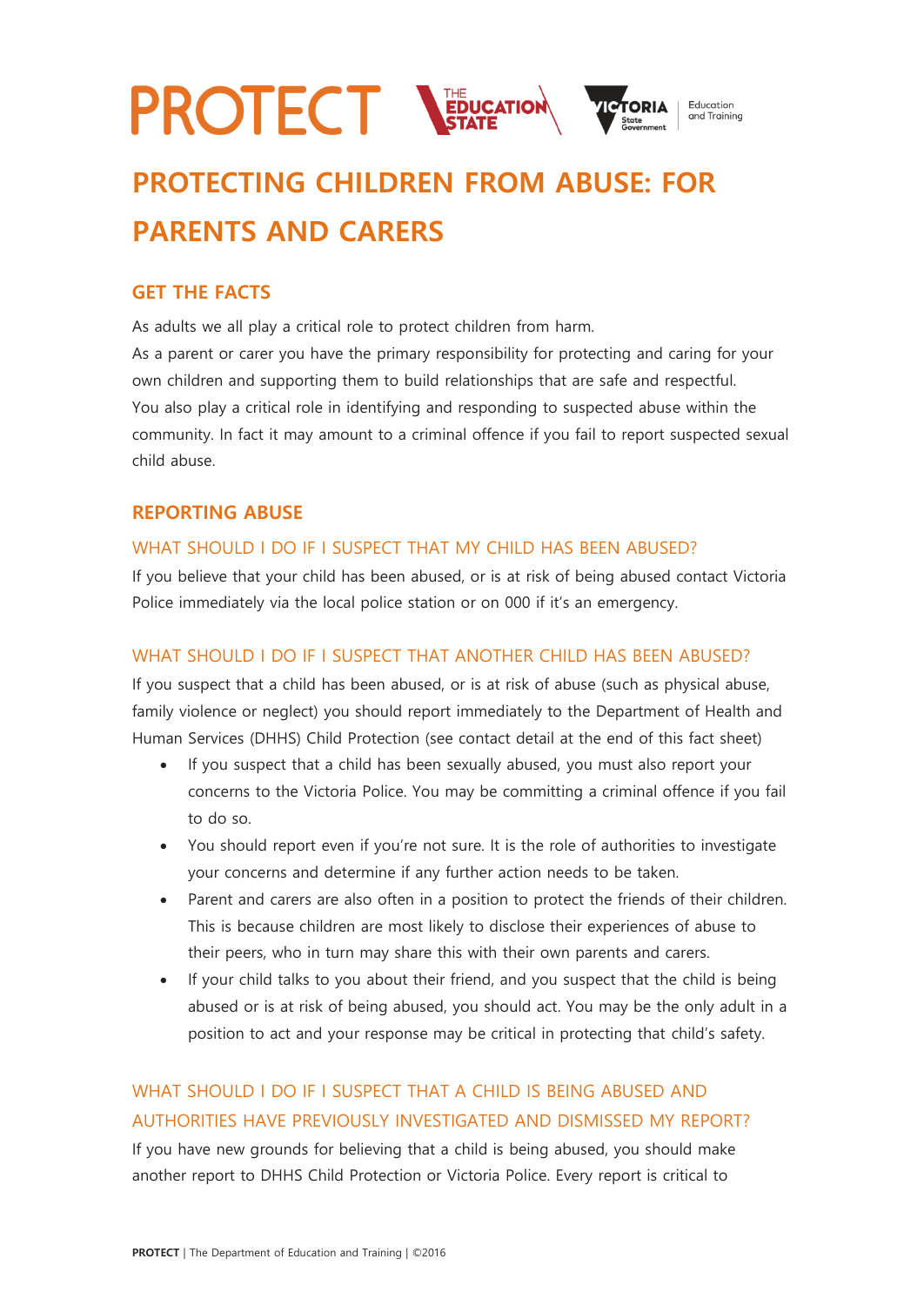PROTECT

# PROTECTING CHILDREN FROM ABUSE: FOR PARENTS AND CARERS

## GET THE FACTS

As adults we all play a critical role to protect children from harm.

As a parent or carer you have the primary responsibility for protecting and caring for your own children and supporting them to build relationships that are safe and respectful.

You also play a critical role in identifying and responding to suspected abuse within the community. In fact it may amount to a criminal offence if you fail to report suspected sexual child abuse.

## REPORTING ABUSE

### WHAT SHOULD I DO IF I SUSPECT THAT MY CHILD HAS BEEN ABUSED?

If you believe that your child has been abused, or is at risk of being abused contact Victoria Police immediately via the local police station or on 000 if it's an emergency.

### WHAT SHOULD I DO IF I SUSPECT THAT ANOTHER CHILD HAS BEEN ABUSED?

If you suspect that a child has been abused, or is at risk of abuse (such as physical abuse, family violence or neglect) you should report immediately to the Department of Health and Human Services (DHHS) Child Protection (see contact detail at the end of this fact sheet)

- If you suspect that a child has been sexually abused, you must also report your concerns to the Victoria Police. You may be committing a criminal offence if you fail to do so.
- You should report even if you're not sure. It is the role of authorities to investigate your concerns and determine if any further action needs to be taken.
- Parent and carers are also often in a position to protect the friends of their children. This is because children are most likely to disclose their experiences of abuse to their peers, who in turn may share this with their own parents and carers.
- If your child talks to you about their friend, and you suspect that the child is being abused or is at risk of being abused, you should act. You may be the only adult in a position to act and your response may be critical in protecting that child's safety.

### WHAT SHOULD I DO IF I SUSPECT THAT A CHILD IS BEING ABUSED AND AUTHORITIES HAVE PREVIOUSLY INVESTIGATED AND DISMISSED MY REPORT?

If you have new grounds for believing that a child is being abused, you should make another report to DHHS Child Protection or Victoria Police. Every report is critical to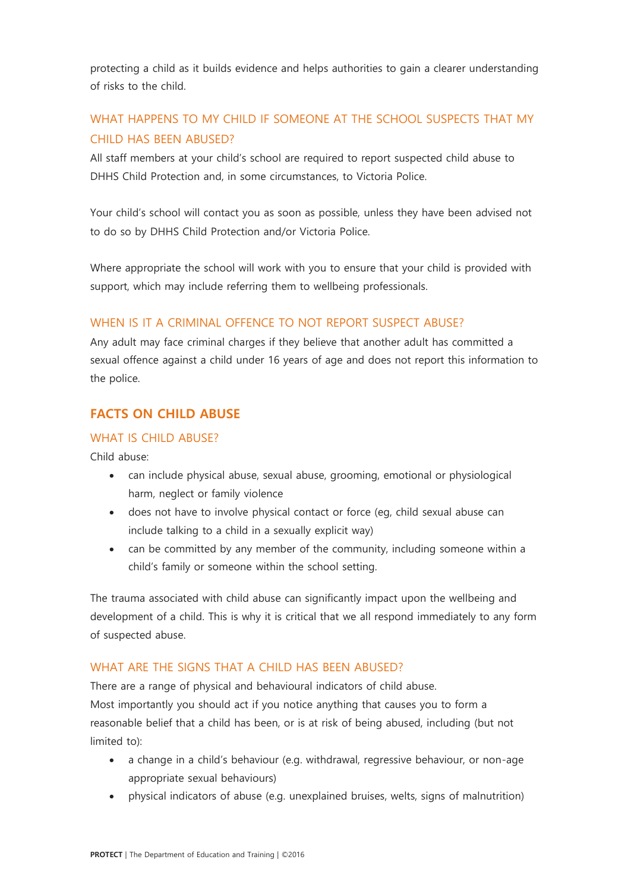protecting a child as it builds evidence and helps authorities to gain a clearer understanding of risks to the child.

### WHAT HAPPENS TO MY CHILD IF SOMEONE AT THE SCHOOL SUSPECTS THAT MY CHILD HAS BEEN ABUSED?

All staff members at your child's school are required to report suspected child abuse to DHHS Child Protection and, in some circumstances, to Victoria Police.

Your child's school will contact you as soon as possible, unless they have been advised not to do so by DHHS Child Protection and/or Victoria Police.

Where appropriate the school will work with you to ensure that your child is provided with support, which may include referring them to wellbeing professionals.

### WHEN IS IT A CRIMINAL OFFENCE TO NOT REPORT SUSPECT ABUSE?

Any adult may face criminal charges if they believe that another adult has committed a sexual offence against a child under 16 years of age and does not report this information to the police.

## FACTS ON CHILD ABUSE

### WHAT IS CHILD ABUSE?

Child abuse:

- can include physical abuse, sexual abuse, grooming, emotional or physiological harm, neglect or family violence
- does not have to involve physical contact or force (eg, child sexual abuse can include talking to a child in a sexually explicit way)
- can be committed by any member of the community, including someone within a child's family or someone within the school setting.

The trauma associated with child abuse can significantly impact upon the wellbeing and development of a child. This is why it is critical that we all respond immediately to any form of suspected abuse.

### WHAT ARE THE SIGNS THAT A CHILD HAS BEEN ABUSED?

There are a range of physical and behavioural indicators of child abuse.
Most importantly you should act if you notice anything that causes you to form a reasonable belief that a child has been, or is at risk of being abused, including (but not limited to):

- a change in a child's behaviour (e.g. withdrawal, regressive behaviour, or non-age appropriate sexual behaviours)
- physical indicators of abuse (e.g. unexplained bruises, welts, signs of malnutrition)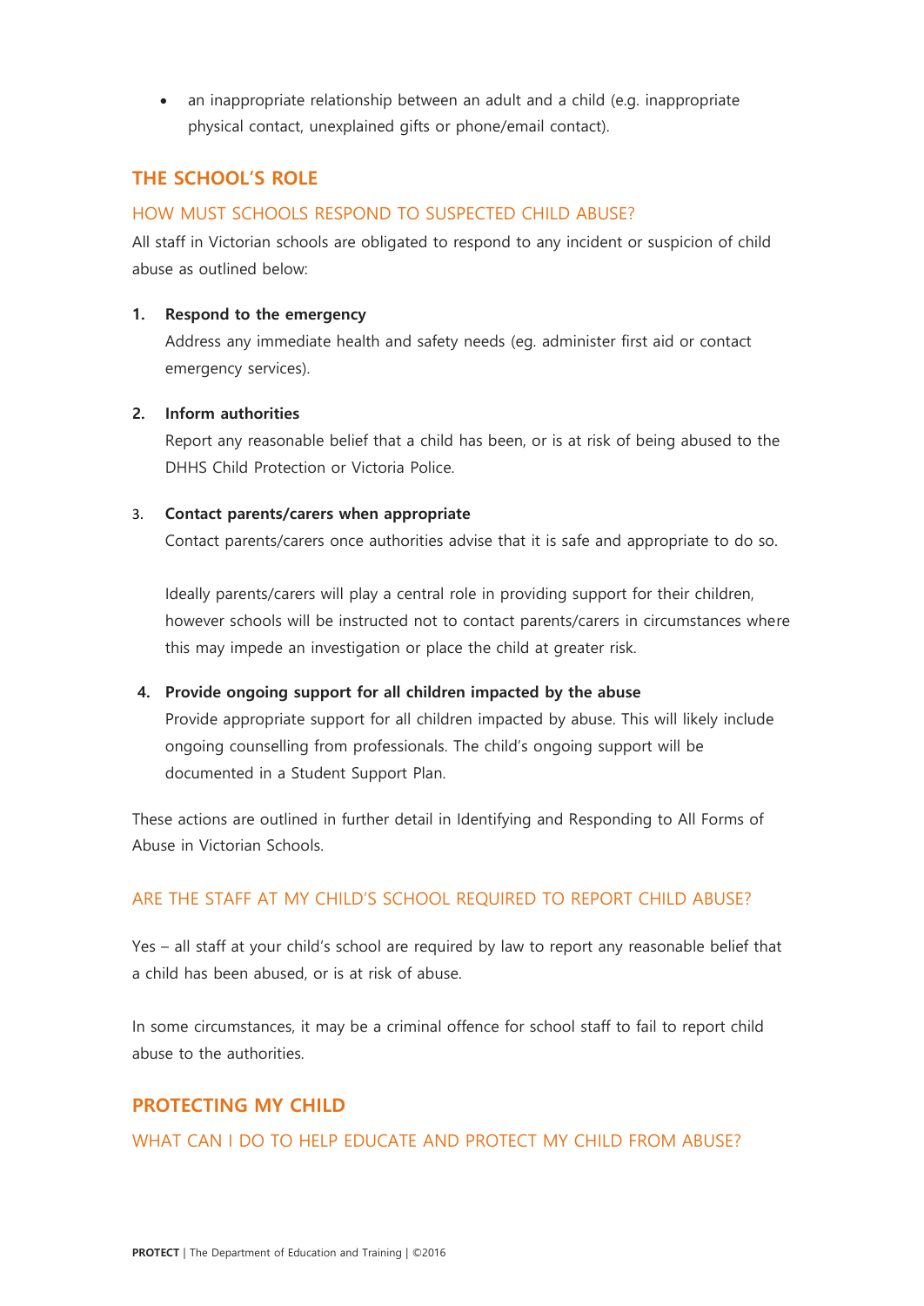- an inappropriate relationship between an adult and a child (e.g. inappropriate physical contact, unexplained gifts or phone/email contact).

## THE SCHOOL'S ROLE

### HOW MUST SCHOOLS RESPOND TO SUSPECTED CHILD ABUSE?

All staff in Victorian schools are obligated to respond to any incident or suspicion of child abuse as outlined below:

1. **Respond to the emergency**
   Address any immediate health and safety needs (eg. administer first aid or contact emergency services).

2. **Inform authorities**
   Report any reasonable belief that a child has been, or is at risk of being abused to the DHHS Child Protection or Victoria Police.

3. **Contact parents/carers when appropriate**
   Contact parents/carers once authorities advise that it is safe and appropriate to do so.

   Ideally parents/carers will play a central role in providing support for their children, however schools will be instructed not to contact parents/carers in circumstances where this may impede an investigation or place the child at greater risk.

4. **Provide ongoing support for all children impacted by the abuse**
   Provide appropriate support for all children impacted by abuse. This will likely include ongoing counselling from professionals. The child's ongoing support will be documented in a Student Support Plan.

These actions are outlined in further detail in Identifying and Responding to All Forms of Abuse in Victorian Schools.

### ARE THE STAFF AT MY CHILD'S SCHOOL REQUIRED TO REPORT CHILD ABUSE?

Yes – all staff at your child's school are required by law to report any reasonable belief that a child has been abused, or is at risk of abuse.

In some circumstances, it may be a criminal offence for school staff to fail to report child abuse to the authorities.

## PROTECTING MY CHILD

### WHAT CAN I DO TO HELP EDUCATE AND PROTECT MY CHILD FROM ABUSE?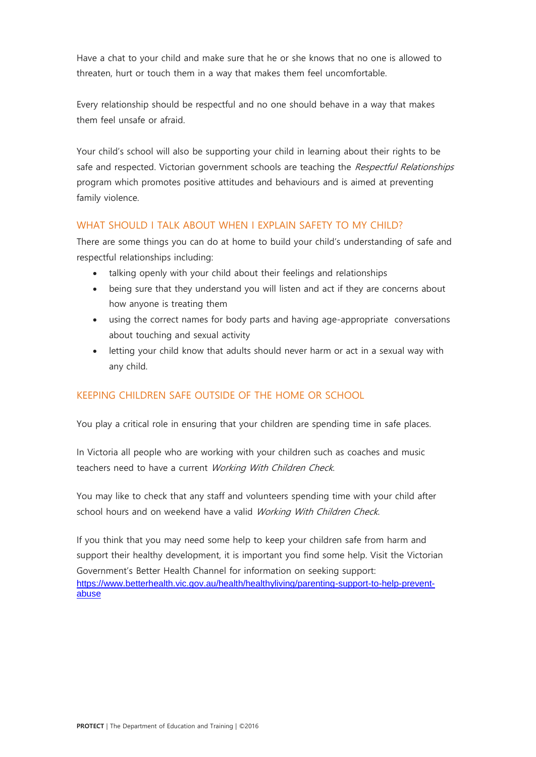Have a chat to your child and make sure that he or she knows that no one is allowed to threaten, hurt or touch them in a way that makes them feel uncomfortable.

Every relationship should be respectful and no one should behave in a way that makes them feel unsafe or afraid.

Your child's school will also be supporting your child in learning about their rights to be safe and respected. Victorian government schools are teaching the *Respectful Relationships* program which promotes positive attitudes and behaviours and is aimed at preventing family violence.

## WHAT SHOULD I TALK ABOUT WHEN I EXPLAIN SAFETY TO MY CHILD?

There are some things you can do at home to build your child's understanding of safe and respectful relationships including:

- talking openly with your child about their feelings and relationships
- being sure that they understand you will listen and act if they are concerns about how anyone is treating them
- using the correct names for body parts and having age-appropriate conversations about touching and sexual activity
- letting your child know that adults should never harm or act in a sexual way with any child.

## KEEPING CHILDREN SAFE OUTSIDE OF THE HOME OR SCHOOL

You play a critical role in ensuring that your children are spending time in safe places.

In Victoria all people who are working with your children such as coaches and music teachers need to have a current *Working With Children Check*.

You may like to check that any staff and volunteers spending time with your child after school hours and on weekend have a valid *Working With Children Check*.

If you think that you may need some help to keep your children safe from harm and support their healthy development, it is important you find some help. Visit the Victorian Government's Better Health Channel for information on seeking support: [https://www.betterhealth.vic.gov.au/health/healthyliving/parenting-support-to-help-prevent-abuse](https://www.betterhealth.vic.gov.au/health/healthyliving/parenting-support-to-help-prevent-abuse)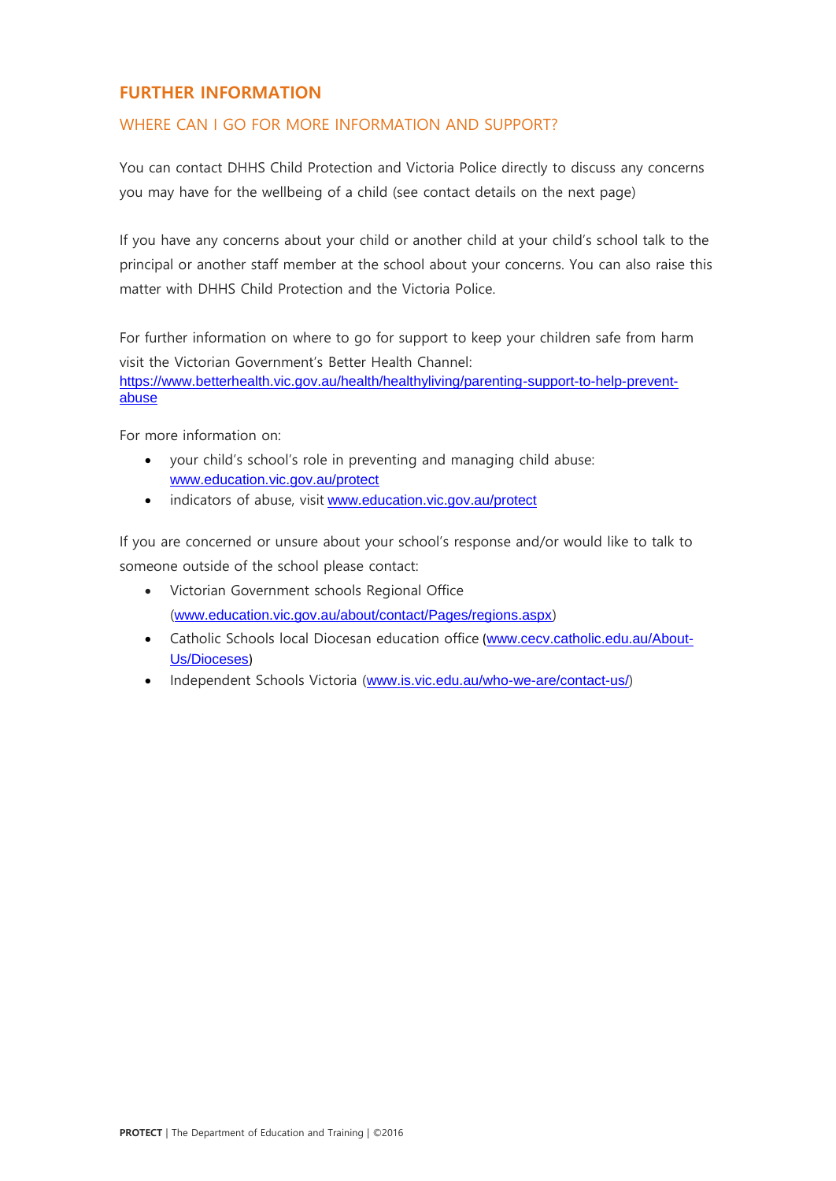## FURTHER INFORMATION

### WHERE CAN I GO FOR MORE INFORMATION AND SUPPORT?

You can contact DHHS Child Protection and Victoria Police directly to discuss any concerns you may have for the wellbeing of a child (see contact details on the next page)

If you have any concerns about your child or another child at your child's school talk to the principal or another staff member at the school about your concerns. You can also raise this matter with DHHS Child Protection and the Victoria Police.

For further information on where to go for support to keep your children safe from harm visit the Victorian Government's Better Health Channel: https://www.betterhealth.vic.gov.au/health/healthyliving/parenting-support-to-help-prevent-abuse

For more information on:

- your child's school's role in preventing and managing child abuse: www.education.vic.gov.au/protect
- indicators of abuse, visit www.education.vic.gov.au/protect

If you are concerned or unsure about your school's response and/or would like to talk to someone outside of the school please contact:

- Victorian Government schools Regional Office (www.education.vic.gov.au/about/contact/Pages/regions.aspx)
- Catholic Schools local Diocesan education office (www.cecv.catholic.edu.au/About-Us/Dioceses)
- Independent Schools Victoria (www.is.vic.edu.au/who-we-are/contact-us/)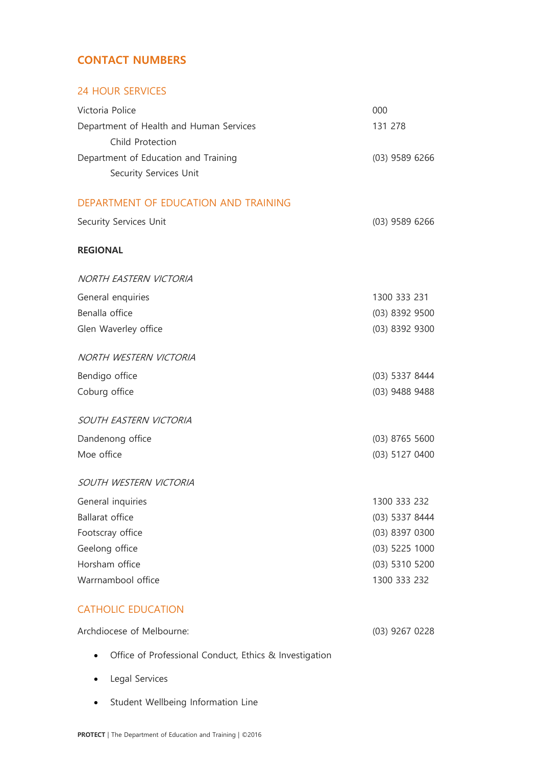# CONTACT NUMBERS

## 24 HOUR SERVICES

| | |
|---|---|
| Victoria Police | 000 |
| Department of Health and Human Services Child Protection | 131 278 |
| Department of Education and Training Security Services Unit | (03) 9589 6266 |

## DEPARTMENT OF EDUCATION AND TRAINING

| | |
|---|---|
| Security Services Unit | (03) 9589 6266 |

**REGIONAL**

*NORTH EASTERN VICTORIA*

| | |
|---|---|
| General enquiries | 1300 333 231 |
| Benalla office | (03) 8392 9500 |
| Glen Waverley office | (03) 8392 9300 |

*NORTH WESTERN VICTORIA*

| | |
|---|---|
| Bendigo office | (03) 5337 8444 |
| Coburg office | (03) 9488 9488 |

*SOUTH EASTERN VICTORIA*

| | |
|---|---|
| Dandenong office | (03) 8765 5600 |
| Moe office | (03) 5127 0400 |

*SOUTH WESTERN VICTORIA*

| | |
|---|---|
| General inquiries | 1300 333 232 |
| Ballarat office | (03) 5337 8444 |
| Footscray office | (03) 8397 0300 |
| Geelong office | (03) 5225 1000 |
| Horsham office | (03) 5310 5200 |
| Warrnambool office | 1300 333 232 |

## CATHOLIC EDUCATION

Archdiocese of Melbourne: (03) 9267 0228

- Office of Professional Conduct, Ethics & Investigation
- Legal Services
- Student Wellbeing Information Line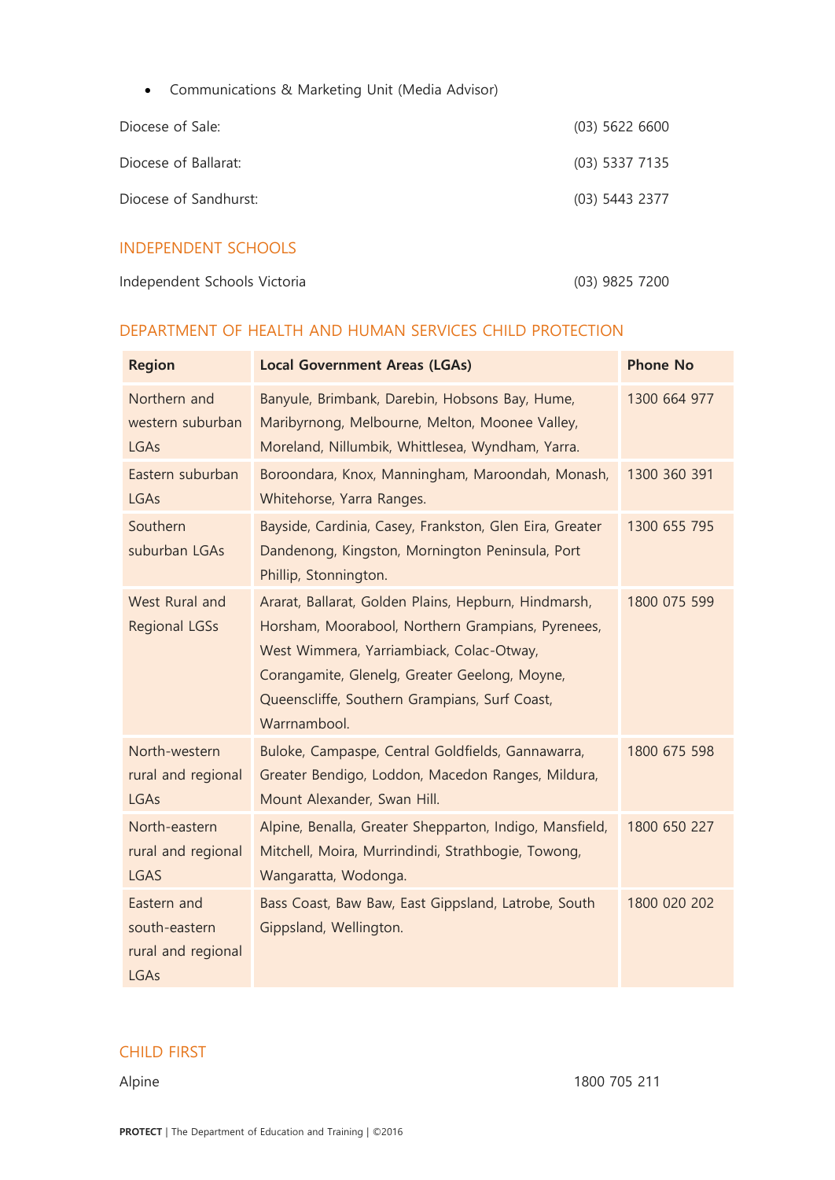- Communications & Marketing Unit (Media Advisor)

| | |
|---|---|
| Diocese of Sale: | (03) 5622 6600 |
| Diocese of Ballarat: | (03) 5337 7135 |
| Diocese of Sandhurst: | (03) 5443 2377 |

## INDEPENDENT SCHOOLS

| | |
|---|---|
| Independent Schools Victoria | (03) 9825 7200 |

## DEPARTMENT OF HEALTH AND HUMAN SERVICES CHILD PROTECTION

| Region | Local Government Areas (LGAs) | Phone No |
|---|---|---|
| Northern and western suburban LGAs | Banyule, Brimbank, Darebin, Hobsons Bay, Hume, Maribyrnong, Melbourne, Melton, Moonee Valley, Moreland, Nillumbik, Whittlesea, Wyndham, Yarra. | 1300 664 977 |
| Eastern suburban LGAs | Boroondara, Knox, Manningham, Maroondah, Monash, Whitehorse, Yarra Ranges. | 1300 360 391 |
| Southern suburban LGAs | Bayside, Cardinia, Casey, Frankston, Glen Eira, Greater Dandenong, Kingston, Mornington Peninsula, Port Phillip, Stonnington. | 1300 655 795 |
| West Rural and Regional LGSs | Ararat, Ballarat, Golden Plains, Hepburn, Hindmarsh, Horsham, Moorabool, Northern Grampians, Pyrenees, West Wimmera, Yarriambiack, Colac-Otway, Corangamite, Glenelg, Greater Geelong, Moyne, Queenscliffe, Southern Grampians, Surf Coast, Warrnambool. | 1800 075 599 |
| North-western rural and regional LGAs | Buloke, Campaspe, Central Goldfields, Gannawarra, Greater Bendigo, Loddon, Macedon Ranges, Mildura, Mount Alexander, Swan Hill. | 1800 675 598 |
| North-eastern rural and regional LGAS | Alpine, Benalla, Greater Shepparton, Indigo, Mansfield, Mitchell, Moira, Murrindindi, Strathbogie, Towong, Wangaratta, Wodonga. | 1800 650 227 |
| Eastern and south-eastern rural and regional LGAs | Bass Coast, Baw Baw, East Gippsland, Latrobe, South Gippsland, Wellington. | 1800 020 202 |

## CHILD FIRST

| | |
|---|---|
| Alpine | 1800 705 211 |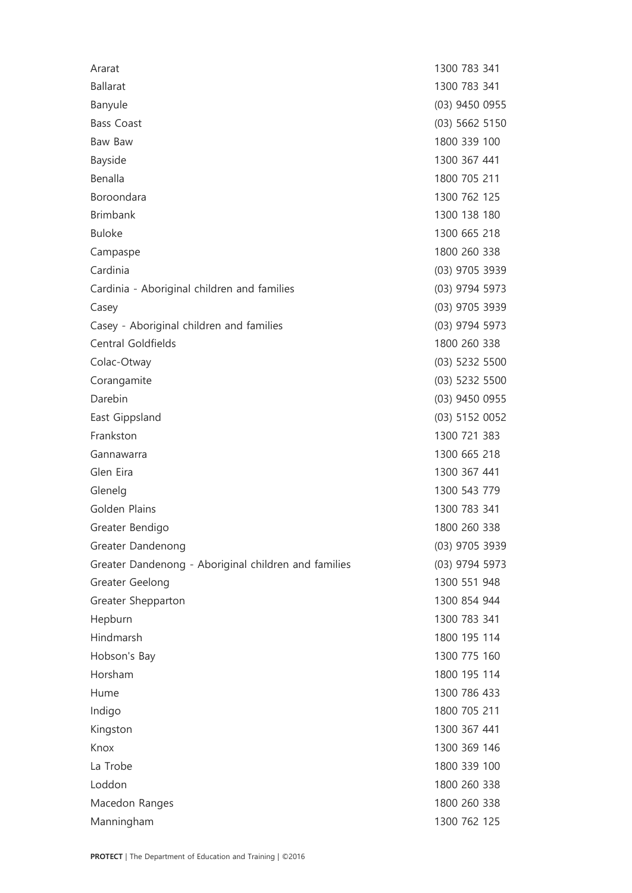| | |
|---|---|
| Ararat | 1300 783 341 |
| Ballarat | 1300 783 341 |
| Banyule | (03) 9450 0955 |
| Bass Coast | (03) 5662 5150 |
| Baw Baw | 1800 339 100 |
| Bayside | 1300 367 441 |
| Benalla | 1800 705 211 |
| Boroondara | 1300 762 125 |
| Brimbank | 1300 138 180 |
| Buloke | 1300 665 218 |
| Campaspe | 1800 260 338 |
| Cardinia | (03) 9705 3939 |
| Cardinia - Aboriginal children and families | (03) 9794 5973 |
| Casey | (03) 9705 3939 |
| Casey - Aboriginal children and families | (03) 9794 5973 |
| Central Goldfields | 1800 260 338 |
| Colac-Otway | (03) 5232 5500 |
| Corangamite | (03) 5232 5500 |
| Darebin | (03) 9450 0955 |
| East Gippsland | (03) 5152 0052 |
| Frankston | 1300 721 383 |
| Gannawarra | 1300 665 218 |
| Glen Eira | 1300 367 441 |
| Glenelg | 1300 543 779 |
| Golden Plains | 1300 783 341 |
| Greater Bendigo | 1800 260 338 |
| Greater Dandenong | (03) 9705 3939 |
| Greater Dandenong - Aboriginal children and families | (03) 9794 5973 |
| Greater Geelong | 1300 551 948 |
| Greater Shepparton | 1300 854 944 |
| Hepburn | 1300 783 341 |
| Hindmarsh | 1800 195 114 |
| Hobson's Bay | 1300 775 160 |
| Horsham | 1800 195 114 |
| Hume | 1300 786 433 |
| Indigo | 1800 705 211 |
| Kingston | 1300 367 441 |
| Knox | 1300 369 146 |
| La Trobe | 1800 339 100 |
| Loddon | 1800 260 338 |
| Macedon Ranges | 1800 260 338 |
| Manningham | 1300 762 125 |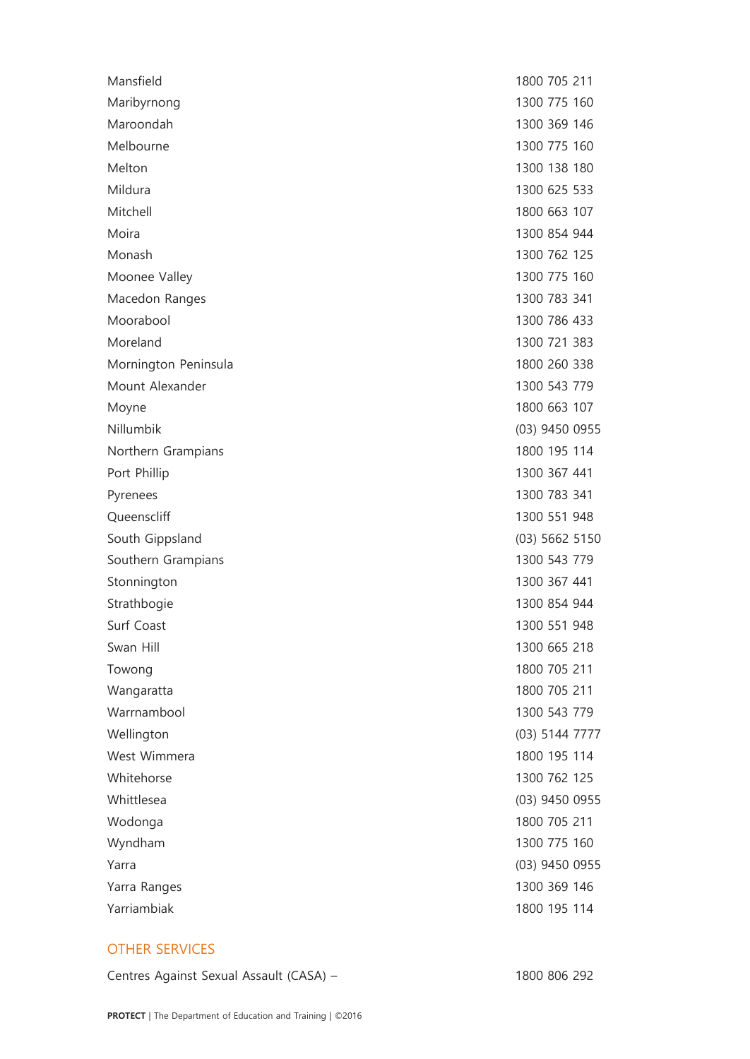| | |
|---|---|
| Mansfield | 1800 705 211 |
| Maribyrnong | 1300 775 160 |
| Maroondah | 1300 369 146 |
| Melbourne | 1300 775 160 |
| Melton | 1300 138 180 |
| Mildura | 1300 625 533 |
| Mitchell | 1800 663 107 |
| Moira | 1300 854 944 |
| Monash | 1300 762 125 |
| Moonee Valley | 1300 775 160 |
| Macedon Ranges | 1300 783 341 |
| Moorabool | 1300 786 433 |
| Moreland | 1300 721 383 |
| Mornington Peninsula | 1800 260 338 |
| Mount Alexander | 1300 543 779 |
| Moyne | 1800 663 107 |
| Nillumbik | (03) 9450 0955 |
| Northern Grampians | 1800 195 114 |
| Port Phillip | 1300 367 441 |
| Pyrenees | 1300 783 341 |
| Queenscliff | 1300 551 948 |
| South Gippsland | (03) 5662 5150 |
| Southern Grampians | 1300 543 779 |
| Stonnington | 1300 367 441 |
| Strathbogie | 1300 854 944 |
| Surf Coast | 1300 551 948 |
| Swan Hill | 1300 665 218 |
| Towong | 1800 705 211 |
| Wangaratta | 1800 705 211 |
| Warrnambool | 1300 543 779 |
| Wellington | (03) 5144 7777 |
| West Wimmera | 1800 195 114 |
| Whitehorse | 1300 762 125 |
| Whittlesea | (03) 9450 0955 |
| Wodonga | 1800 705 211 |
| Wyndham | 1300 775 160 |
| Yarra | (03) 9450 0955 |
| Yarra Ranges | 1300 369 146 |
| Yarriambiak | 1800 195 114 |

## OTHER SERVICES

| | |
|---|---|
| Centres Against Sexual Assault (CASA) – | 1800 806 292 |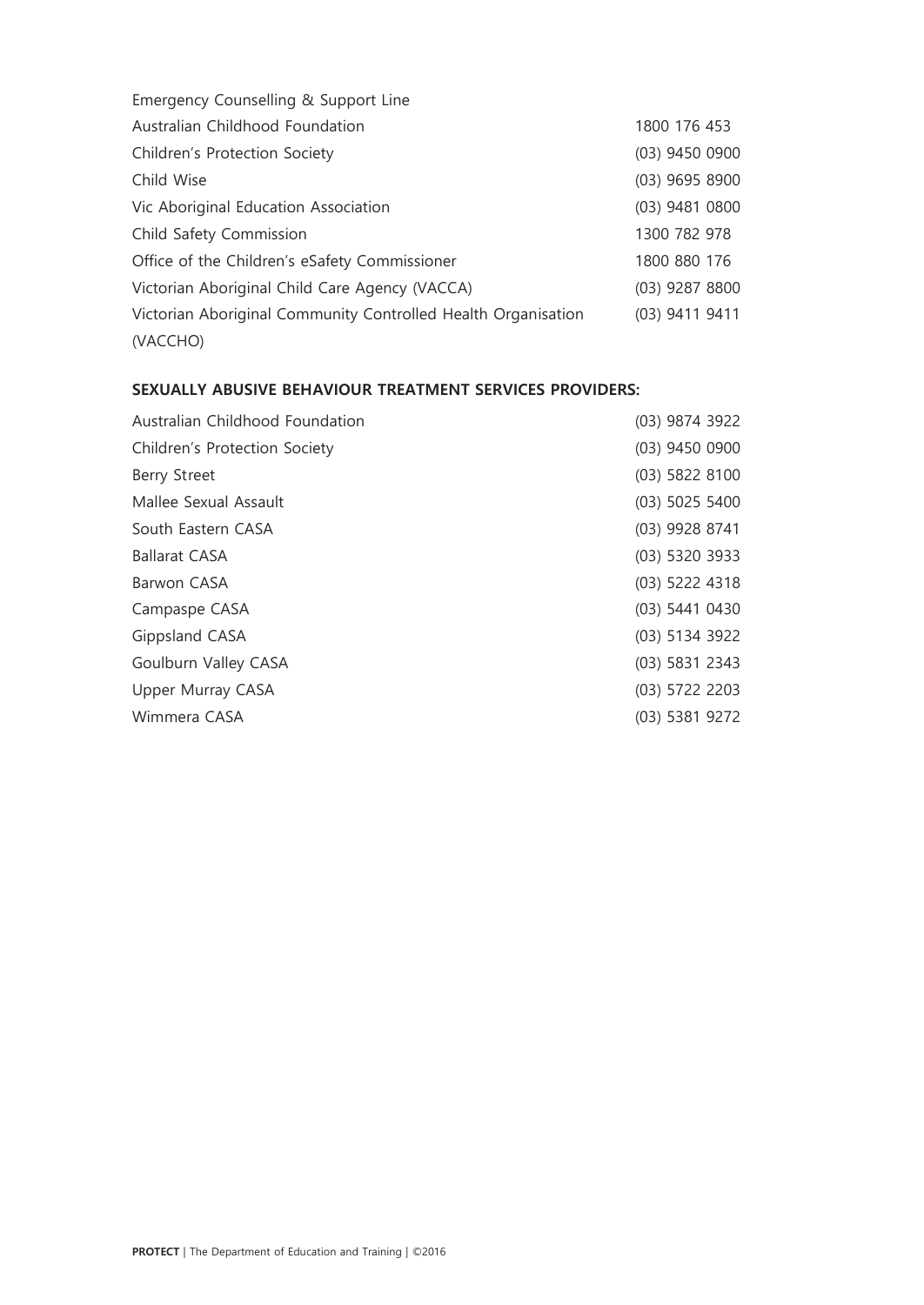| | |
|---|---|
| Emergency Counselling & Support Line | |
| Australian Childhood Foundation | 1800 176 453 |
| Children's Protection Society | (03) 9450 0900 |
| Child Wise | (03) 9695 8900 |
| Vic Aboriginal Education Association | (03) 9481 0800 |
| Child Safety Commission | 1300 782 978 |
| Office of the Children's eSafety Commissioner | 1800 880 176 |
| Victorian Aboriginal Child Care Agency (VACCA) | (03) 9287 8800 |
| Victorian Aboriginal Community Controlled Health Organisation (VACCHO) | (03) 9411 9411 |

**SEXUALLY ABUSIVE BEHAVIOUR TREATMENT SERVICES PROVIDERS:**

| | |
|---|---|
| Australian Childhood Foundation | (03) 9874 3922 |
| Children's Protection Society | (03) 9450 0900 |
| Berry Street | (03) 5822 8100 |
| Mallee Sexual Assault | (03) 5025 5400 |
| South Eastern CASA | (03) 9928 8741 |
| Ballarat CASA | (03) 5320 3933 |
| Barwon CASA | (03) 5222 4318 |
| Campaspe CASA | (03) 5441 0430 |
| Gippsland CASA | (03) 5134 3922 |
| Goulburn Valley CASA | (03) 5831 2343 |
| Upper Murray CASA | (03) 5722 2203 |
| Wimmera CASA | (03) 5381 9272 |